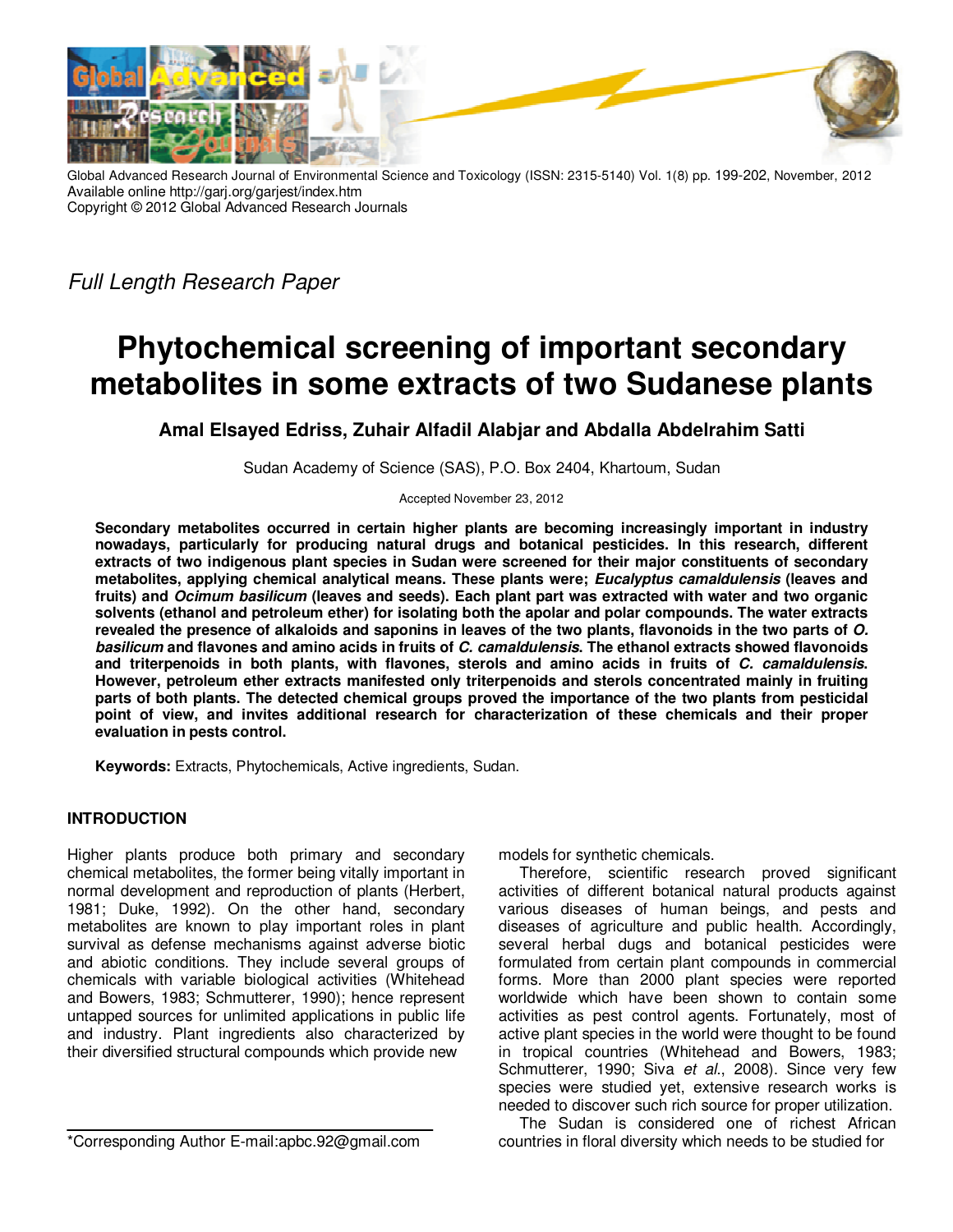Global Advanced Research Journal of Environmental Science and Toxicology (ISSN: 2315-5140) Vol. 1(8) pp. 199-202, November, 2012
Available online http://garj.org/garjest/index.htm
Copyright © 2012 Global Advanced Research Journals

*Full Length Research Paper*

# Phytochemical screening of important secondary metabolites in some extracts of two Sudanese plants

**Amal Elsayed Edriss, Zuhair Alfadil Alabjar and Abdalla Abdelrahim Satti**

Sudan Academy of Science (SAS), P.O. Box 2404, Khartoum, Sudan

Accepted November 23, 2012

**Secondary metabolites occurred in certain higher plants are becoming increasingly important in industry nowadays, particularly for producing natural drugs and botanical pesticides. In this research, different extracts of two indigenous plant species in Sudan were screened for their major constituents of secondary metabolites, applying chemical analytical means. These plants were; *Eucalyptus camaldulensis* (leaves and fruits) and *Ocimum basilicum* (leaves and seeds). Each plant part was extracted with water and two organic solvents (ethanol and petroleum ether) for isolating both the apolar and polar compounds. The water extracts revealed the presence of alkaloids and saponins in leaves of the two plants, flavonoids in the two parts of *O. basilicum* and flavones and amino acids in fruits of *C. camaldulensis*. The ethanol extracts showed flavonoids and triterpenoids in both plants, with flavones, sterols and amino acids in fruits of *C. camaldulensis*. However, petroleum ether extracts manifested only triterpenoids and sterols concentrated mainly in fruiting parts of both plants. The detected chemical groups proved the importance of the two plants from pesticidal point of view, and invites additional research for characterization of these chemicals and their proper evaluation in pests control.**

**Keywords:** Extracts, Phytochemicals, Active ingredients, Sudan.

## INTRODUCTION

Higher plants produce both primary and secondary chemical metabolites, the former being vitally important in normal development and reproduction of plants (Herbert, 1981; Duke, 1992). On the other hand, secondary metabolites are known to play important roles in plant survival as defense mechanisms against adverse biotic and abiotic conditions. They include several groups of chemicals with variable biological activities (Whitehead and Bowers, 1983; Schmutterer, 1990); hence represent untapped sources for unlimited applications in public life and industry. Plant ingredients also characterized by their diversified structural compounds which provide new models for synthetic chemicals.

Therefore, scientific research proved significant activities of different botanical natural products against various diseases of human beings, and pests and diseases of agriculture and public health. Accordingly, several herbal dugs and botanical pesticides were formulated from certain plant compounds in commercial forms. More than 2000 plant species were reported worldwide which have been shown to contain some activities as pest control agents. Fortunately, most of active plant species in the world were thought to be found in tropical countries (Whitehead and Bowers, 1983; Schmutterer, 1990; Siva *et al.*, 2008). Since very few species were studied yet, extensive research works is needed to discover such rich source for proper utilization.

The Sudan is considered one of richest African countries in floral diversity which needs to be studied for

*Corresponding Author E-mail:apbc.92@gmail.com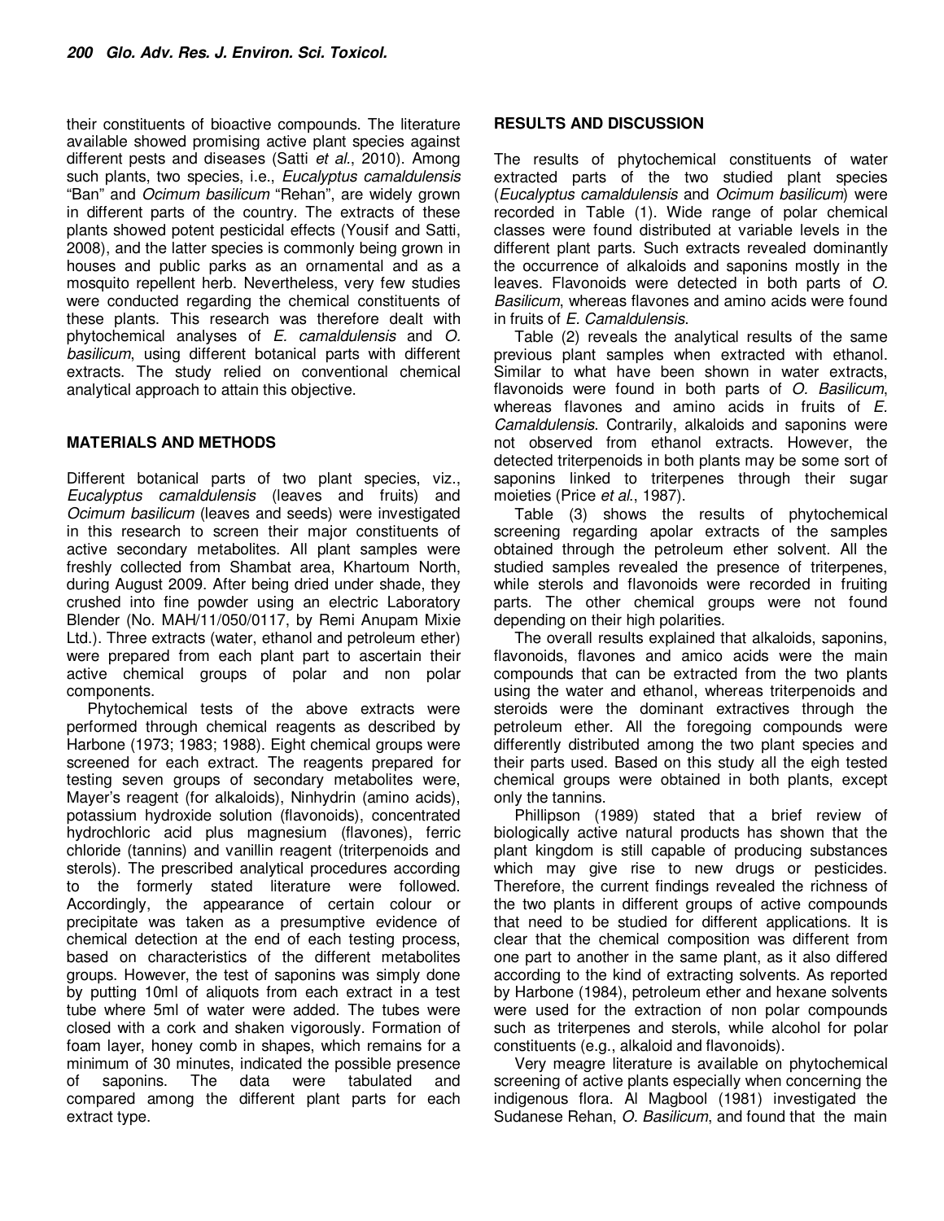their constituents of bioactive compounds. The literature available showed promising active plant species against different pests and diseases (Satti *et al*., 2010). Among such plants, two species, i.e., *Eucalyptus camaldulensis* "Ban" and *Ocimum basilicum* "Rehan", are widely grown in different parts of the country. The extracts of these plants showed potent pesticidal effects (Yousif and Satti, 2008), and the latter species is commonly being grown in houses and public parks as an ornamental and as a mosquito repellent herb. Nevertheless, very few studies were conducted regarding the chemical constituents of these plants. This research was therefore dealt with phytochemical analyses of *E. camaldulensis* and *O. basilicum*, using different botanical parts with different extracts. The study relied on conventional chemical analytical approach to attain this objective.

## MATERIALS AND METHODS

Different botanical parts of two plant species, viz., *Eucalyptus camaldulensis* (leaves and fruits) and *Ocimum basilicum* (leaves and seeds) were investigated in this research to screen their major constituents of active secondary metabolites. All plant samples were freshly collected from Shambat area, Khartoum North, during August 2009. After being dried under shade, they crushed into fine powder using an electric Laboratory Blender (No. MAH/11/050/0117, by Remi Anupam Mixie Ltd.). Three extracts (water, ethanol and petroleum ether) were prepared from each plant part to ascertain their active chemical groups of polar and non polar components.

Phytochemical tests of the above extracts were performed through chemical reagents as described by Harbone (1973; 1983; 1988). Eight chemical groups were screened for each extract. The reagents prepared for testing seven groups of secondary metabolites were, Mayer's reagent (for alkaloids), Ninhydrin (amino acids), potassium hydroxide solution (flavonoids), concentrated hydrochloric acid plus magnesium (flavones), ferric chloride (tannins) and vanillin reagent (triterpenoids and sterols). The prescribed analytical procedures according to the formerly stated literature were followed. Accordingly, the appearance of certain colour or precipitate was taken as a presumptive evidence of chemical detection at the end of each testing process, based on characteristics of the different metabolites groups. However, the test of saponins was simply done by putting 10ml of aliquots from each extract in a test tube where 5ml of water were added. The tubes were closed with a cork and shaken vigorously. Formation of foam layer, honey comb in shapes, which remains for a minimum of 30 minutes, indicated the possible presence of saponins. The data were tabulated and compared among the different plant parts for each extract type.

## RESULTS AND DISCUSSION

The results of phytochemical constituents of water extracted parts of the two studied plant species (*Eucalyptus camaldulensis* and *Ocimum basilicum*) were recorded in Table (1). Wide range of polar chemical classes were found distributed at variable levels in the different plant parts. Such extracts revealed dominantly the occurrence of alkaloids and saponins mostly in the leaves. Flavonoids were detected in both parts of *O. Basilicum*, whereas flavones and amino acids were found in fruits of *E. Camaldulensis*.

Table (2) reveals the analytical results of the same previous plant samples when extracted with ethanol. Similar to what have been shown in water extracts, flavonoids were found in both parts of *O. Basilicum*, whereas flavones and amino acids in fruits of *E. Camaldulensis*. Contrarily, alkaloids and saponins were not observed from ethanol extracts. However, the detected triterpenoids in both plants may be some sort of saponins linked to triterpenes through their sugar moieties (Price *et al*., 1987).

Table (3) shows the results of phytochemical screening regarding apolar extracts of the samples obtained through the petroleum ether solvent. All the studied samples revealed the presence of triterpenes, while sterols and flavonoids were recorded in fruiting parts. The other chemical groups were not found depending on their high polarities.

The overall results explained that alkaloids, saponins, flavonoids, flavones and amico acids were the main compounds that can be extracted from the two plants using the water and ethanol, whereas triterpenoids and steroids were the dominant extractives through the petroleum ether. All the foregoing compounds were differently distributed among the two plant species and their parts used. Based on this study all the eigh tested chemical groups were obtained in both plants, except only the tannins.

Phillipson (1989) stated that a brief review of biologically active natural products has shown that the plant kingdom is still capable of producing substances which may give rise to new drugs or pesticides. Therefore, the current findings revealed the richness of the two plants in different groups of active compounds that need to be studied for different applications. It is clear that the chemical composition was different from one part to another in the same plant, as it also differed according to the kind of extracting solvents. As reported by Harbone (1984), petroleum ether and hexane solvents were used for the extraction of non polar compounds such as triterpenes and sterols, while alcohol for polar constituents (e.g., alkaloid and flavonoids).

Very meagre literature is available on phytochemical screening of active plants especially when concerning the indigenous flora. Al Magbool (1981) investigated the Sudanese Rehan, *O. Basilicum*, and found that the main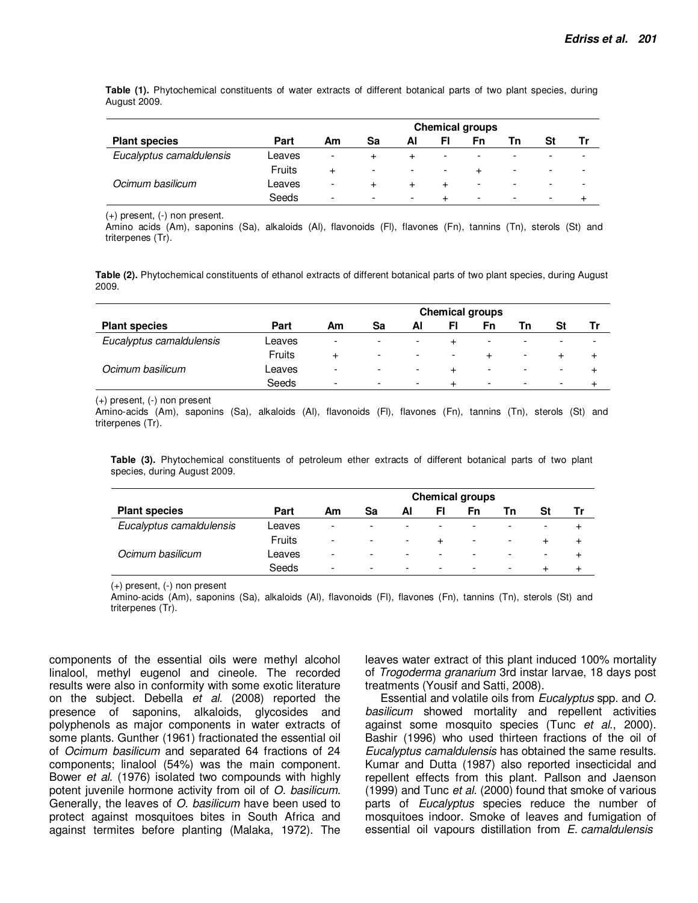**Table (1).** Phytochemical constituents of water extracts of different botanical parts of two plant species, during August 2009.

| Plant species | Part | Chemical groups | | | | | | | |
|---|---|---|---|---|---|---|---|---|---|
| | | Am | Sa | Al | Fl | Fn | Tn | St | Tr |
| *Eucalyptus camaldulensis* | Leaves | - | + | + | - | - | - | - | - |
| | Fruits | + | - | - | - | + | - | - | - |
| *Ocimum basilicum* | Leaves | - | + | + | + | - | - | - | - |
| | Seeds | - | - | - | + | - | - | - | + |

(+) present, (-) non present.
Amino acids (Am), saponins (Sa), alkaloids (Al), flavonoids (Fl), flavones (Fn), tannins (Tn), sterols (St) and triterpenes (Tr).

**Table (2).** Phytochemical constituents of ethanol extracts of different botanical parts of two plant species, during August 2009.

| Plant species | Part | Chemical groups | | | | | | | |
|---|---|---|---|---|---|---|---|---|---|
| | | Am | Sa | Al | Fl | Fn | Tn | St | Tr |
| *Eucalyptus camaldulensis* | Leaves | - | - | - | + | - | - | - | - |
| | Fruits | + | - | - | - | + | - | + | + |
| *Ocimum basilicum* | Leaves | - | - | - | + | - | - | - | + |
| | Seeds | - | - | - | + | - | - | - | + |

(+) present, (-) non present
Amino-acids (Am), saponins (Sa), alkaloids (Al), flavonoids (Fl), flavones (Fn), tannins (Tn), sterols (St) and triterpenes (Tr).

**Table (3).** Phytochemical constituents of petroleum ether extracts of different botanical parts of two plant species, during August 2009.

| Plant species | Part | Chemical groups | | | | | | | |
|---|---|---|---|---|---|---|---|---|---|
| | | Am | Sa | Al | Fl | Fn | Tn | St | Tr |
| *Eucalyptus camaldulensis* | Leaves | - | - | - | - | - | - | - | + |
| | Fruits | - | - | - | + | - | - | + | + |
| *Ocimum basilicum* | Leaves | - | - | - | - | - | - | - | + |
| | Seeds | - | - | - | - | - | - | + | + |

(+) present, (-) non present
Amino-acids (Am), saponins (Sa), alkaloids (Al), flavonoids (Fl), flavones (Fn), tannins (Tn), sterols (St) and triterpenes (Tr).

components of the essential oils were methyl alcohol linalool, methyl eugenol and cineole. The recorded results were also in conformity with some exotic literature on the subject. Debella *et al*. (2008) reported the presence of saponins, alkaloids, glycosides and polyphenols as major components in water extracts of some plants. Gunther (1961) fractionated the essential oil of *Ocimum basilicum* and separated 64 fractions of 24 components; linalool (54%) was the main component. Bower *et al*. (1976) isolated two compounds with highly potent juvenile hormone activity from oil of *O. basilicum*. Generally, the leaves of *O. basilicum* have been used to protect against mosquitoes bites in South Africa and against termites before planting (Malaka, 1972). The leaves water extract of this plant induced 100% mortality of *Trogoderma granarium* 3rd instar larvae, 18 days post treatments (Yousif and Satti, 2008).

Essential and volatile oils from *Eucalyptus* spp. and *O. basilicum* showed mortality and repellent activities against some mosquito species (Tunc *et al*., 2000). Bashir (1996) who used thirteen fractions of the oil of *Eucalyptus camaldulensis* has obtained the same results. Kumar and Dutta (1987) also reported insecticidal and repellent effects from this plant. Pallson and Jaenson (1999) and Tunc *et al*. (2000) found that smoke of various parts of *Eucalyptus* species reduce the number of mosquitoes indoor. Smoke of leaves and fumigation of essential oil vapours distillation from *E. camaldulensis*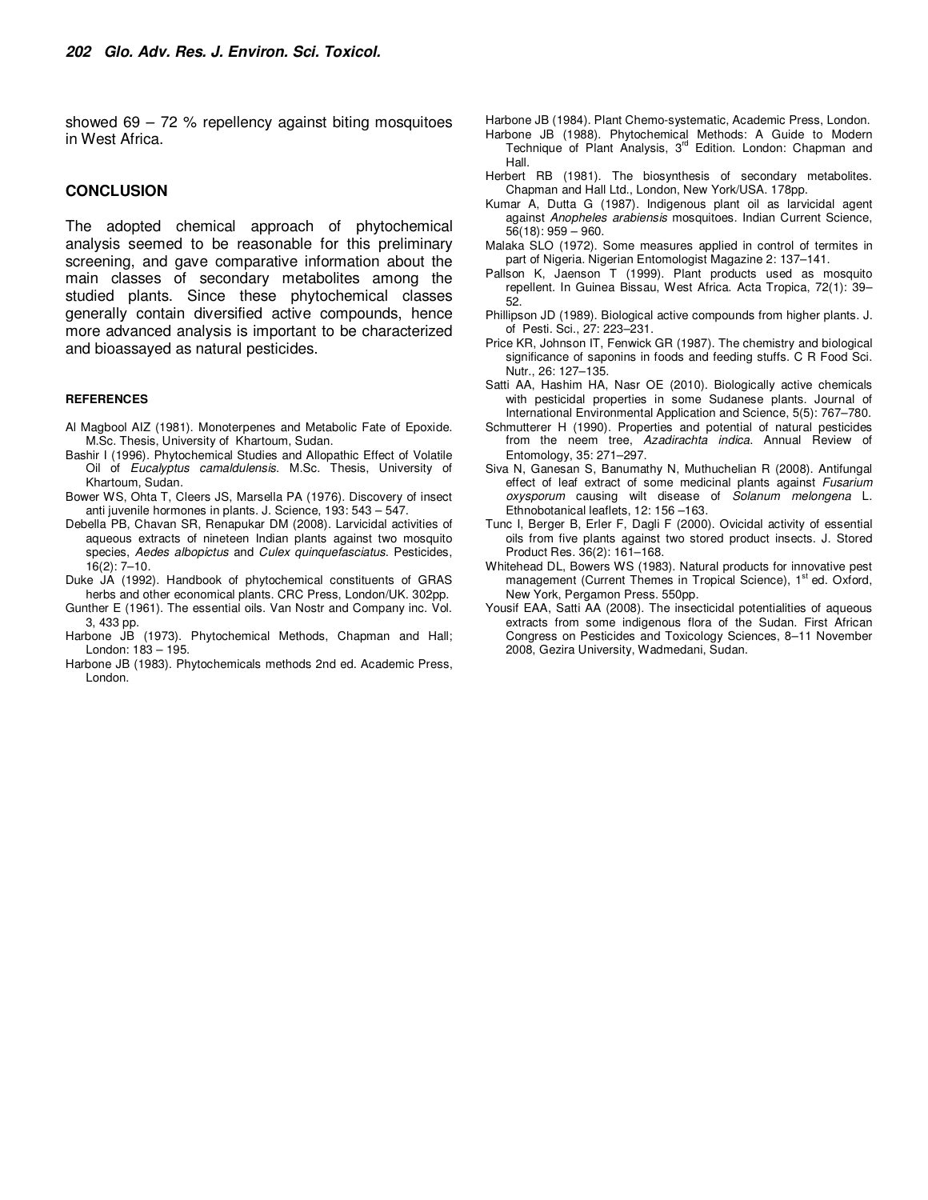showed 69 – 72 % repellency against biting mosquitoes in West Africa.

## CONCLUSION

The adopted chemical approach of phytochemical analysis seemed to be reasonable for this preliminary screening, and gave comparative information about the main classes of secondary metabolites among the studied plants. Since these phytochemical classes generally contain diversified active compounds, hence more advanced analysis is important to be characterized and bioassayed as natural pesticides.

### REFERENCES

Al Magbool AIZ (1981). Monoterpenes and Metabolic Fate of Epoxide. M.Sc. Thesis, University of Khartoum, Sudan.

Bashir I (1996). Phytochemical Studies and Allopathic Effect of Volatile Oil of *Eucalyptus camaldulensis*. M.Sc. Thesis, University of Khartoum, Sudan.

Bower WS, Ohta T, Cleers JS, Marsella PA (1976). Discovery of insect anti juvenile hormones in plants. J. Science, 193: 543 – 547.

Debella PB, Chavan SR, Renapukar DM (2008). Larvicidal activities of aqueous extracts of nineteen Indian plants against two mosquito species, *Aedes albopictus* and *Culex quinquefasciatus*. Pesticides, 16(2): 7–10.

Duke JA (1992). Handbook of phytochemical constituents of GRAS herbs and other economical plants. CRC Press, London/UK. 302pp.

Gunther E (1961). The essential oils. Van Nostr and Company inc. Vol. 3, 433 pp.

Harbone JB (1973). Phytochemical Methods, Chapman and Hall; London: 183 – 195.

Harbone JB (1983). Phytochemicals methods 2nd ed. Academic Press, London.

Harbone JB (1984). Plant Chemo-systematic, Academic Press, London.

Harbone JB (1988). Phytochemical Methods: A Guide to Modern Technique of Plant Analysis, 3rd Edition. London: Chapman and Hall.

Herbert RB (1981). The biosynthesis of secondary metabolites. Chapman and Hall Ltd., London, New York/USA. 178pp.

Kumar A, Dutta G (1987). Indigenous plant oil as larvicidal agent against *Anopheles arabiensis* mosquitoes. Indian Current Science, 56(18): 959 – 960.

Malaka SLO (1972). Some measures applied in control of termites in part of Nigeria. Nigerian Entomologist Magazine 2: 137–141.

Pallson K, Jaenson T (1999). Plant products used as mosquito repellent. In Guinea Bissau, West Africa. Acta Tropica, 72(1): 39–52.

Phillipson JD (1989). Biological active compounds from higher plants. J. of Pesti. Sci., 27: 223–231.

Price KR, Johnson IT, Fenwick GR (1987). The chemistry and biological significance of saponins in foods and feeding stuffs. C R Food Sci. Nutr., 26: 127–135.

Satti AA, Hashim HA, Nasr OE (2010). Biologically active chemicals with pesticidal properties in some Sudanese plants. Journal of International Environmental Application and Science, 5(5): 767–780.

Schmutterer H (1990). Properties and potential of natural pesticides from the neem tree, *Azadirachta indica*. Annual Review of Entomology, 35: 271–297.

Siva N, Ganesan S, Banumathy N, Muthuchelian R (2008). Antifungal effect of leaf extract of some medicinal plants against *Fusarium oxysporum* causing wilt disease of *Solanum melongena* L. Ethnobotanical leaflets, 12: 156 –163.

Tunc I, Berger B, Erler F, Dagli F (2000). Ovicidal activity of essential oils from five plants against two stored product insects. J. Stored Product Res. 36(2): 161–168.

Whitehead DL, Bowers WS (1983). Natural products for innovative pest management (Current Themes in Tropical Science), 1st ed. Oxford, New York, Pergamon Press. 550pp.

Yousif EAA, Satti AA (2008). The insecticidal potentialities of aqueous extracts from some indigenous flora of the Sudan. First African Congress on Pesticides and Toxicology Sciences, 8–11 November 2008, Gezira University, Wadmedani, Sudan.